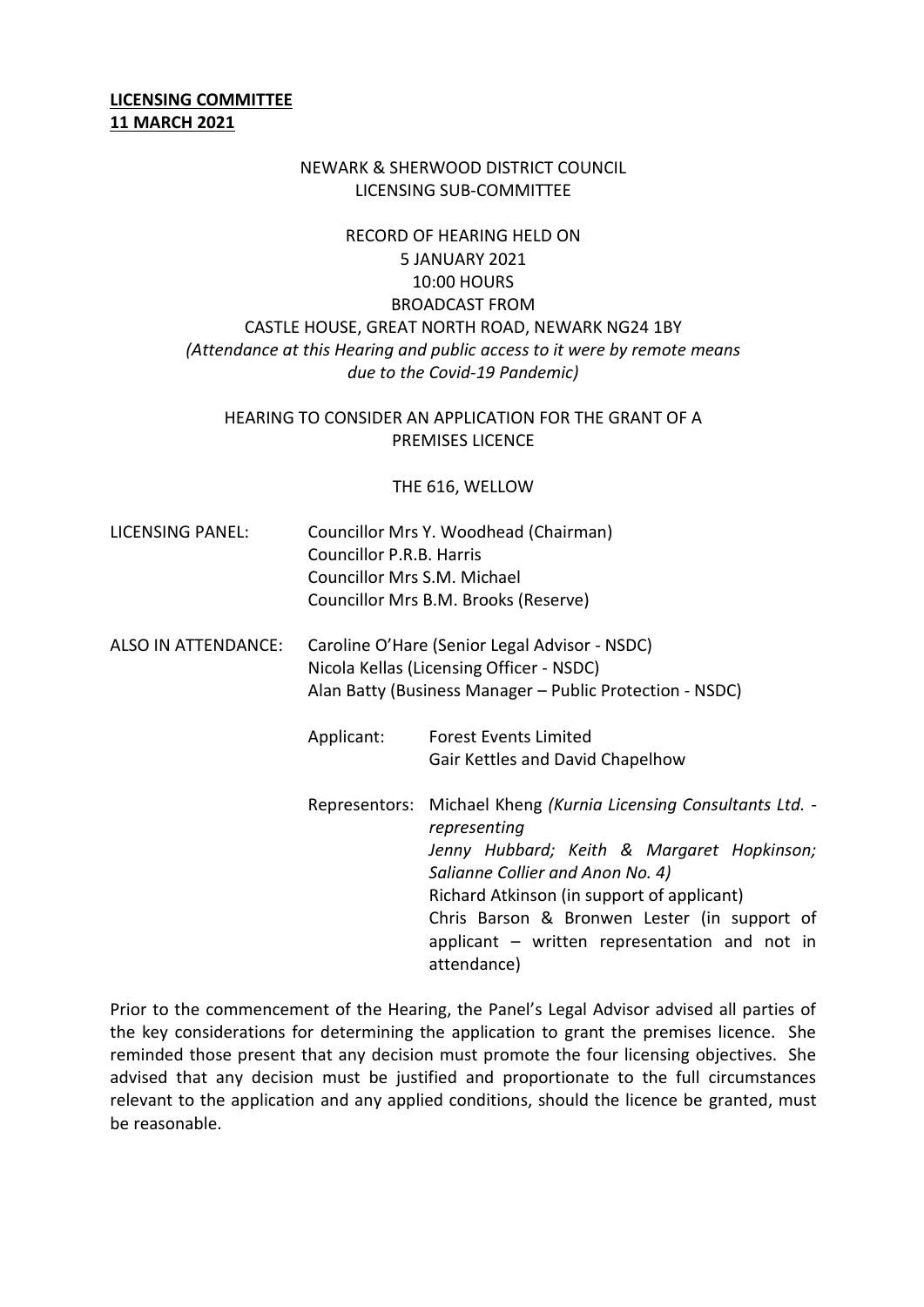**LICENSING COMMITTEE**
**11 MARCH 2021**

NEWARK & SHERWOOD DISTRICT COUNCIL
LICENSING SUB-COMMITTEE

RECORD OF HEARING HELD ON
5 JANUARY 2021
10:00 HOURS
BROADCAST FROM
CASTLE HOUSE, GREAT NORTH ROAD, NEWARK NG24 1BY
*(Attendance at this Hearing and public access to it were by remote means due to the Covid-19 Pandemic)*

HEARING TO CONSIDER AN APPLICATION FOR THE GRANT OF A PREMISES LICENCE

THE 616, WELLOW

LICENSING PANEL: Councillor Mrs Y. Woodhead (Chairman)
Councillor P.R.B. Harris
Councillor Mrs S.M. Michael
Councillor Mrs B.M. Brooks (Reserve)

ALSO IN ATTENDANCE: Caroline O'Hare (Senior Legal Advisor - NSDC)
Nicola Kellas (Licensing Officer - NSDC)
Alan Batty (Business Manager – Public Protection - NSDC)

Applicant: Forest Events Limited
Gair Kettles and David Chapelhow

Representors: Michael Kheng *(Kurnia Licensing Consultants Ltd. - representing Jenny Hubbard; Keith & Margaret Hopkinson; Salianne Collier and Anon No. 4)*
Richard Atkinson (in support of applicant)
Chris Barson & Bronwen Lester (in support of applicant – written representation and not in attendance)

Prior to the commencement of the Hearing, the Panel's Legal Advisor advised all parties of the key considerations for determining the application to grant the premises licence. She reminded those present that any decision must promote the four licensing objectives. She advised that any decision must be justified and proportionate to the full circumstances relevant to the application and any applied conditions, should the licence be granted, must be reasonable.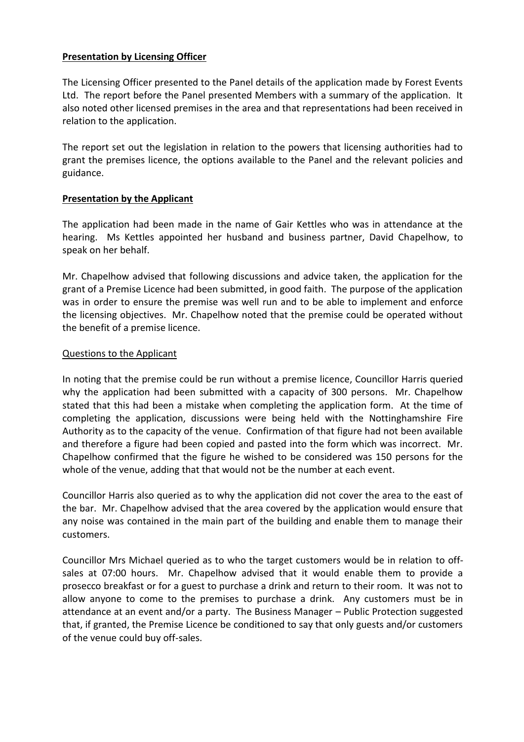**Presentation by Licensing Officer**

The Licensing Officer presented to the Panel details of the application made by Forest Events Ltd. The report before the Panel presented Members with a summary of the application. It also noted other licensed premises in the area and that representations had been received in relation to the application.

The report set out the legislation in relation to the powers that licensing authorities had to grant the premises licence, the options available to the Panel and the relevant policies and guidance.

**Presentation by the Applicant**

The application had been made in the name of Gair Kettles who was in attendance at the hearing. Ms Kettles appointed her husband and business partner, David Chapelhow, to speak on her behalf.

Mr. Chapelhow advised that following discussions and advice taken, the application for the grant of a Premise Licence had been submitted, in good faith. The purpose of the application was in order to ensure the premise was well run and to be able to implement and enforce the licensing objectives. Mr. Chapelhow noted that the premise could be operated without the benefit of a premise licence.

Questions to the Applicant

In noting that the premise could be run without a premise licence, Councillor Harris queried why the application had been submitted with a capacity of 300 persons. Mr. Chapelhow stated that this had been a mistake when completing the application form. At the time of completing the application, discussions were being held with the Nottinghamshire Fire Authority as to the capacity of the venue. Confirmation of that figure had not been available and therefore a figure had been copied and pasted into the form which was incorrect. Mr. Chapelhow confirmed that the figure he wished to be considered was 150 persons for the whole of the venue, adding that that would not be the number at each event.

Councillor Harris also queried as to why the application did not cover the area to the east of the bar. Mr. Chapelhow advised that the area covered by the application would ensure that any noise was contained in the main part of the building and enable them to manage their customers.

Councillor Mrs Michael queried as to who the target customers would be in relation to off-sales at 07:00 hours. Mr. Chapelhow advised that it would enable them to provide a prosecco breakfast or for a guest to purchase a drink and return to their room. It was not to allow anyone to come to the premises to purchase a drink. Any customers must be in attendance at an event and/or a party. The Business Manager – Public Protection suggested that, if granted, the Premise Licence be conditioned to say that only guests and/or customers of the venue could buy off-sales.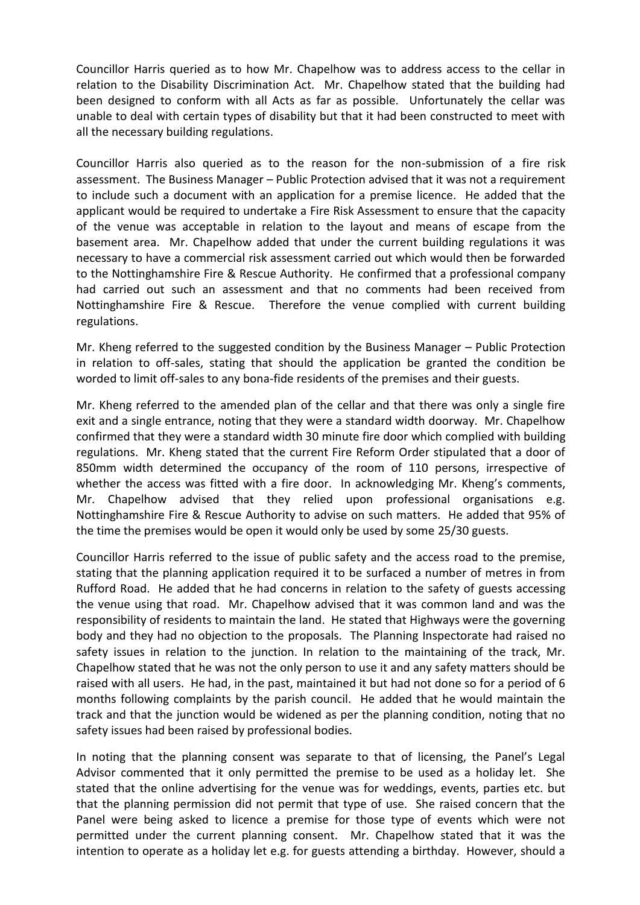Councillor Harris queried as to how Mr. Chapelhow was to address access to the cellar in relation to the Disability Discrimination Act. Mr. Chapelhow stated that the building had been designed to conform with all Acts as far as possible. Unfortunately the cellar was unable to deal with certain types of disability but that it had been constructed to meet with all the necessary building regulations.

Councillor Harris also queried as to the reason for the non-submission of a fire risk assessment. The Business Manager – Public Protection advised that it was not a requirement to include such a document with an application for a premise licence. He added that the applicant would be required to undertake a Fire Risk Assessment to ensure that the capacity of the venue was acceptable in relation to the layout and means of escape from the basement area. Mr. Chapelhow added that under the current building regulations it was necessary to have a commercial risk assessment carried out which would then be forwarded to the Nottinghamshire Fire & Rescue Authority. He confirmed that a professional company had carried out such an assessment and that no comments had been received from Nottinghamshire Fire & Rescue. Therefore the venue complied with current building regulations.

Mr. Kheng referred to the suggested condition by the Business Manager – Public Protection in relation to off-sales, stating that should the application be granted the condition be worded to limit off-sales to any bona-fide residents of the premises and their guests.

Mr. Kheng referred to the amended plan of the cellar and that there was only a single fire exit and a single entrance, noting that they were a standard width doorway. Mr. Chapelhow confirmed that they were a standard width 30 minute fire door which complied with building regulations. Mr. Kheng stated that the current Fire Reform Order stipulated that a door of 850mm width determined the occupancy of the room of 110 persons, irrespective of whether the access was fitted with a fire door. In acknowledging Mr. Kheng's comments, Mr. Chapelhow advised that they relied upon professional organisations e.g. Nottinghamshire Fire & Rescue Authority to advise on such matters. He added that 95% of the time the premises would be open it would only be used by some 25/30 guests.

Councillor Harris referred to the issue of public safety and the access road to the premise, stating that the planning application required it to be surfaced a number of metres in from Rufford Road. He added that he had concerns in relation to the safety of guests accessing the venue using that road. Mr. Chapelhow advised that it was common land and was the responsibility of residents to maintain the land. He stated that Highways were the governing body and they had no objection to the proposals. The Planning Inspectorate had raised no safety issues in relation to the junction. In relation to the maintaining of the track, Mr. Chapelhow stated that he was not the only person to use it and any safety matters should be raised with all users. He had, in the past, maintained it but had not done so for a period of 6 months following complaints by the parish council. He added that he would maintain the track and that the junction would be widened as per the planning condition, noting that no safety issues had been raised by professional bodies.

In noting that the planning consent was separate to that of licensing, the Panel's Legal Advisor commented that it only permitted the premise to be used as a holiday let. She stated that the online advertising for the venue was for weddings, events, parties etc. but that the planning permission did not permit that type of use. She raised concern that the Panel were being asked to licence a premise for those type of events which were not permitted under the current planning consent. Mr. Chapelhow stated that it was the intention to operate as a holiday let e.g. for guests attending a birthday. However, should a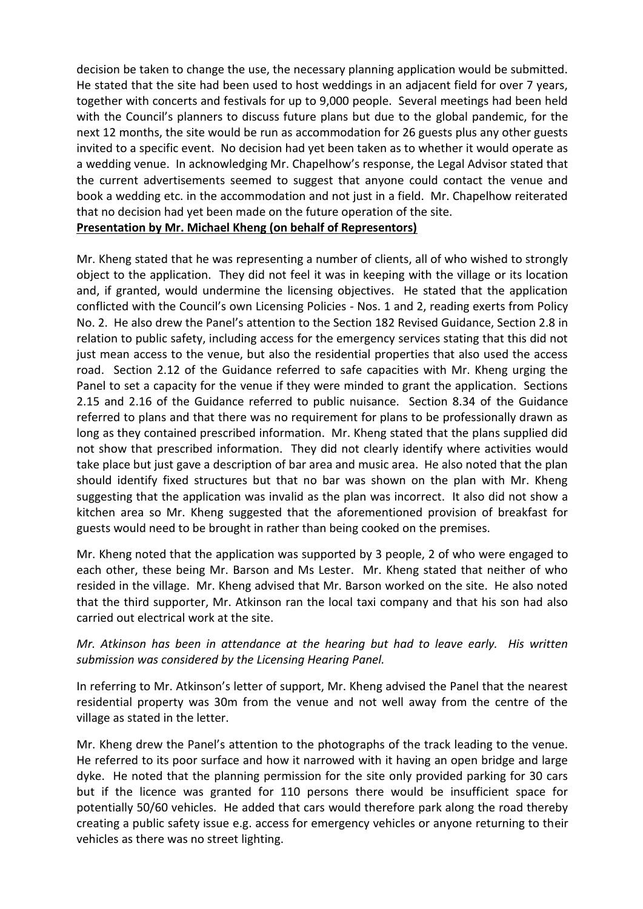decision be taken to change the use, the necessary planning application would be submitted. He stated that the site had been used to host weddings in an adjacent field for over 7 years, together with concerts and festivals for up to 9,000 people. Several meetings had been held with the Council's planners to discuss future plans but due to the global pandemic, for the next 12 months, the site would be run as accommodation for 26 guests plus any other guests invited to a specific event. No decision had yet been taken as to whether it would operate as a wedding venue. In acknowledging Mr. Chapelhow's response, the Legal Advisor stated that the current advertisements seemed to suggest that anyone could contact the venue and book a wedding etc. in the accommodation and not just in a field. Mr. Chapelhow reiterated that no decision had yet been made on the future operation of the site.

**Presentation by Mr. Michael Kheng (on behalf of Representors)**

Mr. Kheng stated that he was representing a number of clients, all of who wished to strongly object to the application. They did not feel it was in keeping with the village or its location and, if granted, would undermine the licensing objectives. He stated that the application conflicted with the Council's own Licensing Policies - Nos. 1 and 2, reading exerts from Policy No. 2. He also drew the Panel's attention to the Section 182 Revised Guidance, Section 2.8 in relation to public safety, including access for the emergency services stating that this did not just mean access to the venue, but also the residential properties that also used the access road. Section 2.12 of the Guidance referred to safe capacities with Mr. Kheng urging the Panel to set a capacity for the venue if they were minded to grant the application. Sections 2.15 and 2.16 of the Guidance referred to public nuisance. Section 8.34 of the Guidance referred to plans and that there was no requirement for plans to be professionally drawn as long as they contained prescribed information. Mr. Kheng stated that the plans supplied did not show that prescribed information. They did not clearly identify where activities would take place but just gave a description of bar area and music area. He also noted that the plan should identify fixed structures but that no bar was shown on the plan with Mr. Kheng suggesting that the application was invalid as the plan was incorrect. It also did not show a kitchen area so Mr. Kheng suggested that the aforementioned provision of breakfast for guests would need to be brought in rather than being cooked on the premises.

Mr. Kheng noted that the application was supported by 3 people, 2 of who were engaged to each other, these being Mr. Barson and Ms Lester. Mr. Kheng stated that neither of who resided in the village. Mr. Kheng advised that Mr. Barson worked on the site. He also noted that the third supporter, Mr. Atkinson ran the local taxi company and that his son had also carried out electrical work at the site.

*Mr. Atkinson has been in attendance at the hearing but had to leave early. His written submission was considered by the Licensing Hearing Panel.*

In referring to Mr. Atkinson's letter of support, Mr. Kheng advised the Panel that the nearest residential property was 30m from the venue and not well away from the centre of the village as stated in the letter.

Mr. Kheng drew the Panel's attention to the photographs of the track leading to the venue. He referred to its poor surface and how it narrowed with it having an open bridge and large dyke. He noted that the planning permission for the site only provided parking for 30 cars but if the licence was granted for 110 persons there would be insufficient space for potentially 50/60 vehicles. He added that cars would therefore park along the road thereby creating a public safety issue e.g. access for emergency vehicles or anyone returning to their vehicles as there was no street lighting.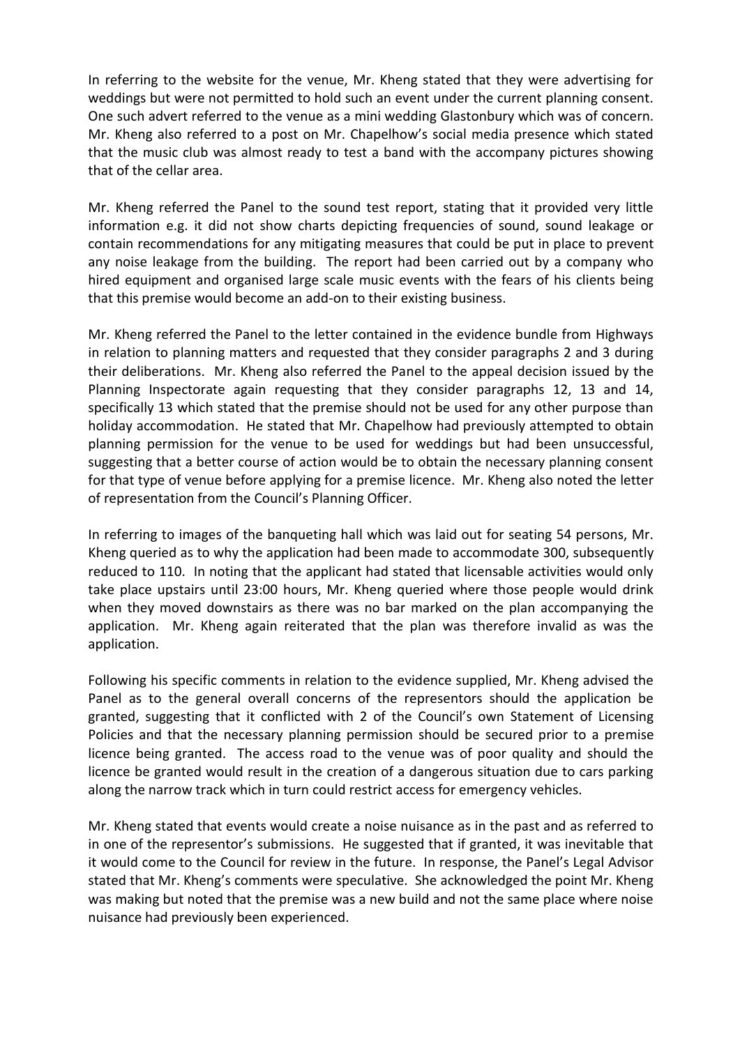In referring to the website for the venue, Mr. Kheng stated that they were advertising for weddings but were not permitted to hold such an event under the current planning consent. One such advert referred to the venue as a mini wedding Glastonbury which was of concern. Mr. Kheng also referred to a post on Mr. Chapelhow's social media presence which stated that the music club was almost ready to test a band with the accompany pictures showing that of the cellar area.

Mr. Kheng referred the Panel to the sound test report, stating that it provided very little information e.g. it did not show charts depicting frequencies of sound, sound leakage or contain recommendations for any mitigating measures that could be put in place to prevent any noise leakage from the building. The report had been carried out by a company who hired equipment and organised large scale music events with the fears of his clients being that this premise would become an add-on to their existing business.

Mr. Kheng referred the Panel to the letter contained in the evidence bundle from Highways in relation to planning matters and requested that they consider paragraphs 2 and 3 during their deliberations. Mr. Kheng also referred the Panel to the appeal decision issued by the Planning Inspectorate again requesting that they consider paragraphs 12, 13 and 14, specifically 13 which stated that the premise should not be used for any other purpose than holiday accommodation. He stated that Mr. Chapelhow had previously attempted to obtain planning permission for the venue to be used for weddings but had been unsuccessful, suggesting that a better course of action would be to obtain the necessary planning consent for that type of venue before applying for a premise licence. Mr. Kheng also noted the letter of representation from the Council's Planning Officer.

In referring to images of the banqueting hall which was laid out for seating 54 persons, Mr. Kheng queried as to why the application had been made to accommodate 300, subsequently reduced to 110. In noting that the applicant had stated that licensable activities would only take place upstairs until 23:00 hours, Mr. Kheng queried where those people would drink when they moved downstairs as there was no bar marked on the plan accompanying the application. Mr. Kheng again reiterated that the plan was therefore invalid as was the application.

Following his specific comments in relation to the evidence supplied, Mr. Kheng advised the Panel as to the general overall concerns of the representors should the application be granted, suggesting that it conflicted with 2 of the Council's own Statement of Licensing Policies and that the necessary planning permission should be secured prior to a premise licence being granted. The access road to the venue was of poor quality and should the licence be granted would result in the creation of a dangerous situation due to cars parking along the narrow track which in turn could restrict access for emergency vehicles.

Mr. Kheng stated that events would create a noise nuisance as in the past and as referred to in one of the representor's submissions. He suggested that if granted, it was inevitable that it would come to the Council for review in the future. In response, the Panel's Legal Advisor stated that Mr. Kheng's comments were speculative. She acknowledged the point Mr. Kheng was making but noted that the premise was a new build and not the same place where noise nuisance had previously been experienced.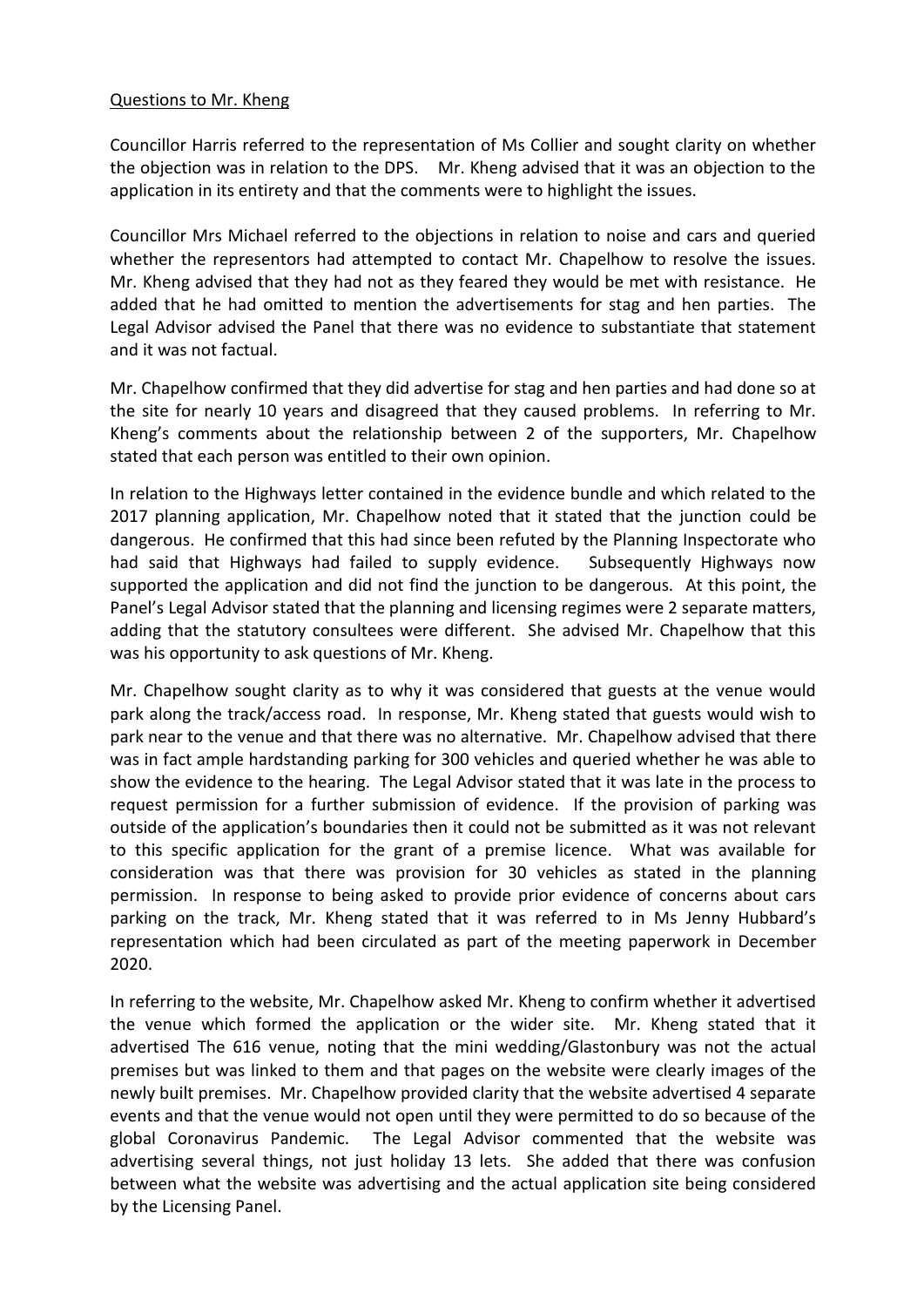Questions to Mr. Kheng

Councillor Harris referred to the representation of Ms Collier and sought clarity on whether the objection was in relation to the DPS. Mr. Kheng advised that it was an objection to the application in its entirety and that the comments were to highlight the issues.

Councillor Mrs Michael referred to the objections in relation to noise and cars and queried whether the representors had attempted to contact Mr. Chapelhow to resolve the issues. Mr. Kheng advised that they had not as they feared they would be met with resistance. He added that he had omitted to mention the advertisements for stag and hen parties. The Legal Advisor advised the Panel that there was no evidence to substantiate that statement and it was not factual.

Mr. Chapelhow confirmed that they did advertise for stag and hen parties and had done so at the site for nearly 10 years and disagreed that they caused problems. In referring to Mr. Kheng's comments about the relationship between 2 of the supporters, Mr. Chapelhow stated that each person was entitled to their own opinion.

In relation to the Highways letter contained in the evidence bundle and which related to the 2017 planning application, Mr. Chapelhow noted that it stated that the junction could be dangerous. He confirmed that this had since been refuted by the Planning Inspectorate who had said that Highways had failed to supply evidence. Subsequently Highways now supported the application and did not find the junction to be dangerous. At this point, the Panel's Legal Advisor stated that the planning and licensing regimes were 2 separate matters, adding that the statutory consultees were different. She advised Mr. Chapelhow that this was his opportunity to ask questions of Mr. Kheng.

Mr. Chapelhow sought clarity as to why it was considered that guests at the venue would park along the track/access road. In response, Mr. Kheng stated that guests would wish to park near to the venue and that there was no alternative. Mr. Chapelhow advised that there was in fact ample hardstanding parking for 300 vehicles and queried whether he was able to show the evidence to the hearing. The Legal Advisor stated that it was late in the process to request permission for a further submission of evidence. If the provision of parking was outside of the application's boundaries then it could not be submitted as it was not relevant to this specific application for the grant of a premise licence. What was available for consideration was that there was provision for 30 vehicles as stated in the planning permission. In response to being asked to provide prior evidence of concerns about cars parking on the track, Mr. Kheng stated that it was referred to in Ms Jenny Hubbard's representation which had been circulated as part of the meeting paperwork in December 2020.

In referring to the website, Mr. Chapelhow asked Mr. Kheng to confirm whether it advertised the venue which formed the application or the wider site. Mr. Kheng stated that it advertised The 616 venue, noting that the mini wedding/Glastonbury was not the actual premises but was linked to them and that pages on the website were clearly images of the newly built premises. Mr. Chapelhow provided clarity that the website advertised 4 separate events and that the venue would not open until they were permitted to do so because of the global Coronavirus Pandemic. The Legal Advisor commented that the website was advertising several things, not just holiday 13 lets. She added that there was confusion between what the website was advertising and the actual application site being considered by the Licensing Panel.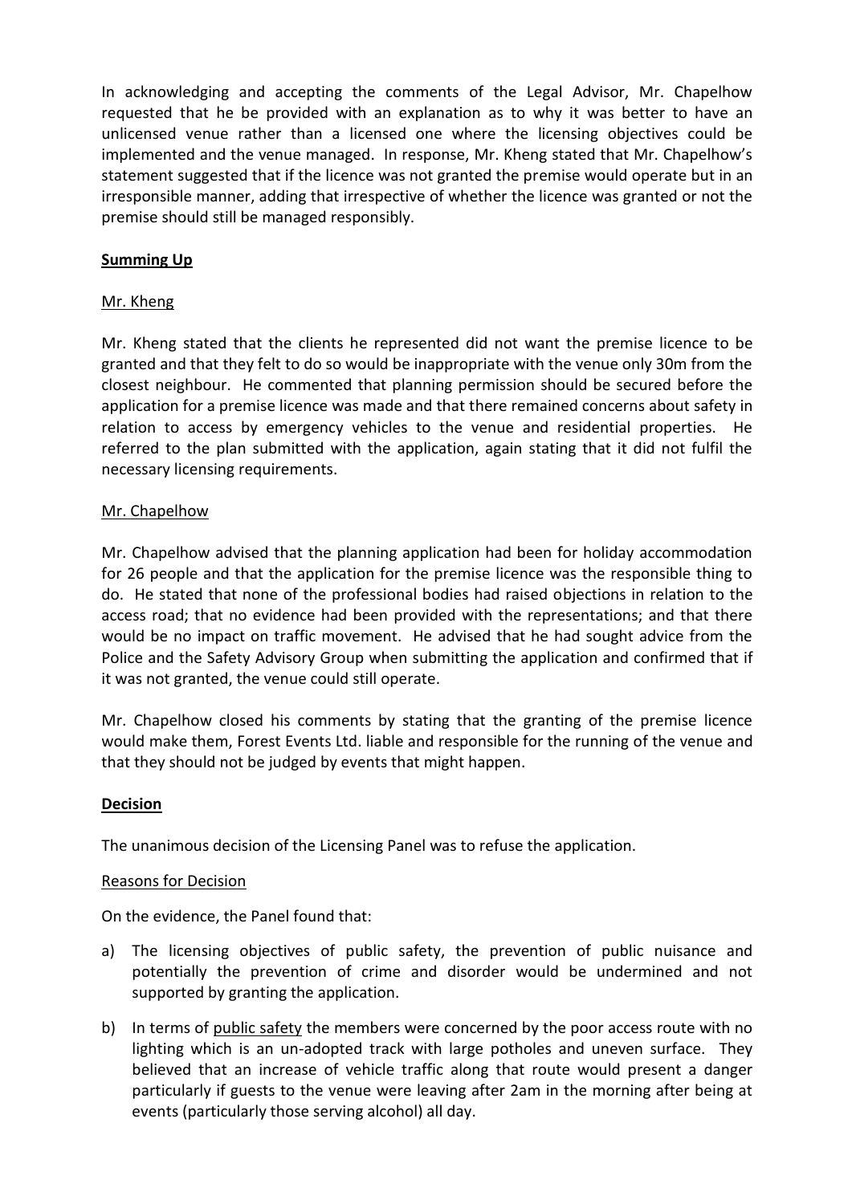In acknowledging and accepting the comments of the Legal Advisor, Mr. Chapelhow requested that he be provided with an explanation as to why it was better to have an unlicensed venue rather than a licensed one where the licensing objectives could be implemented and the venue managed. In response, Mr. Kheng stated that Mr. Chapelhow's statement suggested that if the licence was not granted the premise would operate but in an irresponsible manner, adding that irrespective of whether the licence was granted or not the premise should still be managed responsibly.

**Summing Up**

Mr. Kheng

Mr. Kheng stated that the clients he represented did not want the premise licence to be granted and that they felt to do so would be inappropriate with the venue only 30m from the closest neighbour. He commented that planning permission should be secured before the application for a premise licence was made and that there remained concerns about safety in relation to access by emergency vehicles to the venue and residential properties. He referred to the plan submitted with the application, again stating that it did not fulfil the necessary licensing requirements.

Mr. Chapelhow

Mr. Chapelhow advised that the planning application had been for holiday accommodation for 26 people and that the application for the premise licence was the responsible thing to do. He stated that none of the professional bodies had raised objections in relation to the access road; that no evidence had been provided with the representations; and that there would be no impact on traffic movement. He advised that he had sought advice from the Police and the Safety Advisory Group when submitting the application and confirmed that if it was not granted, the venue could still operate.

Mr. Chapelhow closed his comments by stating that the granting of the premise licence would make them, Forest Events Ltd. liable and responsible for the running of the venue and that they should not be judged by events that might happen.

**Decision**

The unanimous decision of the Licensing Panel was to refuse the application.

Reasons for Decision

On the evidence, the Panel found that:

a) The licensing objectives of public safety, the prevention of public nuisance and potentially the prevention of crime and disorder would be undermined and not supported by granting the application.

b) In terms of public safety the members were concerned by the poor access route with no lighting which is an un-adopted track with large potholes and uneven surface. They believed that an increase of vehicle traffic along that route would present a danger particularly if guests to the venue were leaving after 2am in the morning after being at events (particularly those serving alcohol) all day.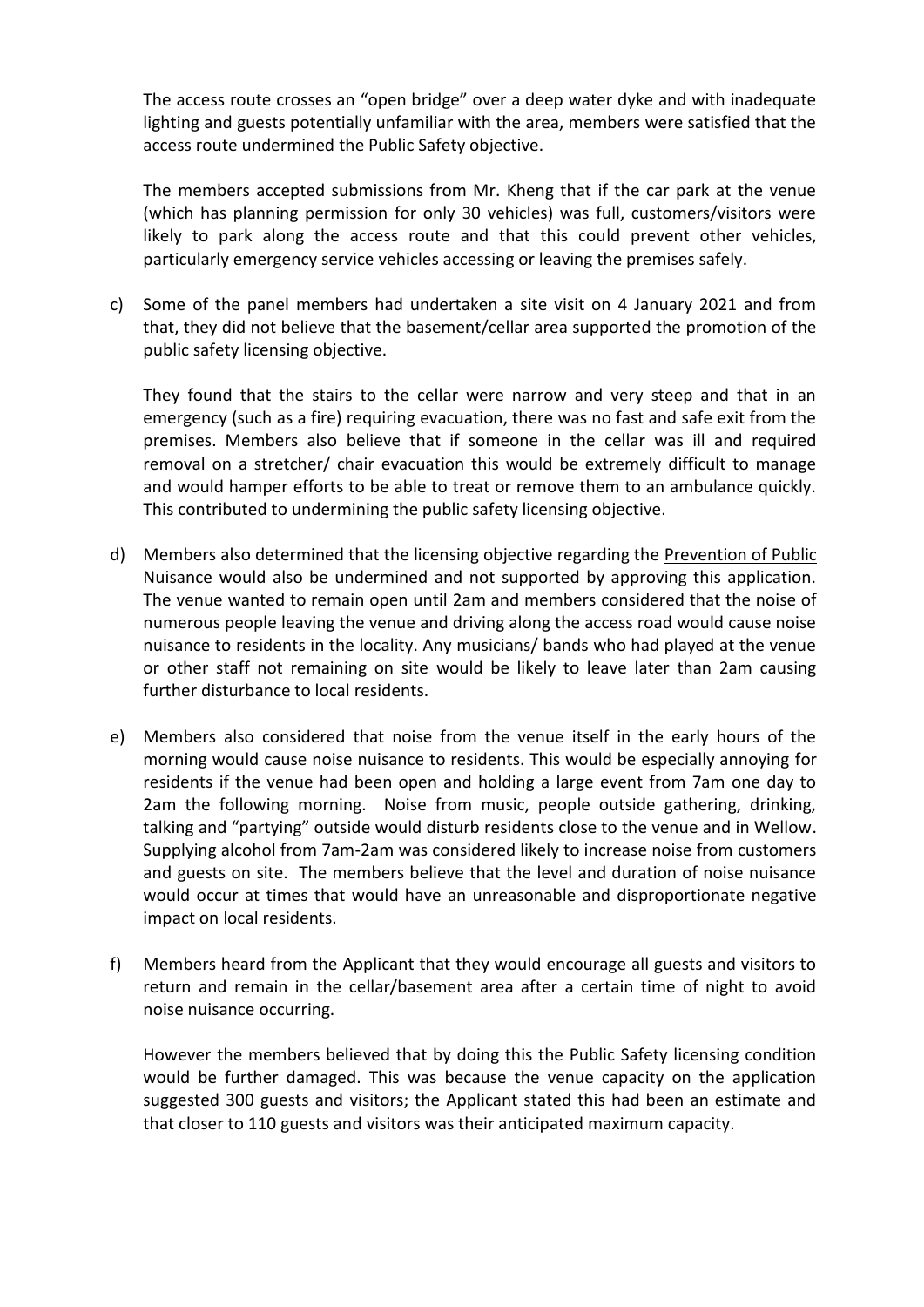The access route crosses an "open bridge" over a deep water dyke and with inadequate lighting and guests potentially unfamiliar with the area, members were satisfied that the access route undermined the Public Safety objective.

The members accepted submissions from Mr. Kheng that if the car park at the venue (which has planning permission for only 30 vehicles) was full, customers/visitors were likely to park along the access route and that this could prevent other vehicles, particularly emergency service vehicles accessing or leaving the premises safely.

c) Some of the panel members had undertaken a site visit on 4 January 2021 and from that, they did not believe that the basement/cellar area supported the promotion of the public safety licensing objective.

   They found that the stairs to the cellar were narrow and very steep and that in an emergency (such as a fire) requiring evacuation, there was no fast and safe exit from the premises. Members also believe that if someone in the cellar was ill and required removal on a stretcher/ chair evacuation this would be extremely difficult to manage and would hamper efforts to be able to treat or remove them to an ambulance quickly. This contributed to undermining the public safety licensing objective.

d) Members also determined that the licensing objective regarding the Prevention of Public Nuisance would also be undermined and not supported by approving this application. The venue wanted to remain open until 2am and members considered that the noise of numerous people leaving the venue and driving along the access road would cause noise nuisance to residents in the locality. Any musicians/ bands who had played at the venue or other staff not remaining on site would be likely to leave later than 2am causing further disturbance to local residents.

e) Members also considered that noise from the venue itself in the early hours of the morning would cause noise nuisance to residents. This would be especially annoying for residents if the venue had been open and holding a large event from 7am one day to 2am the following morning. Noise from music, people outside gathering, drinking, talking and "partying" outside would disturb residents close to the venue and in Wellow. Supplying alcohol from 7am-2am was considered likely to increase noise from customers and guests on site. The members believe that the level and duration of noise nuisance would occur at times that would have an unreasonable and disproportionate negative impact on local residents.

f) Members heard from the Applicant that they would encourage all guests and visitors to return and remain in the cellar/basement area after a certain time of night to avoid noise nuisance occurring.

   However the members believed that by doing this the Public Safety licensing condition would be further damaged. This was because the venue capacity on the application suggested 300 guests and visitors; the Applicant stated this had been an estimate and that closer to 110 guests and visitors was their anticipated maximum capacity.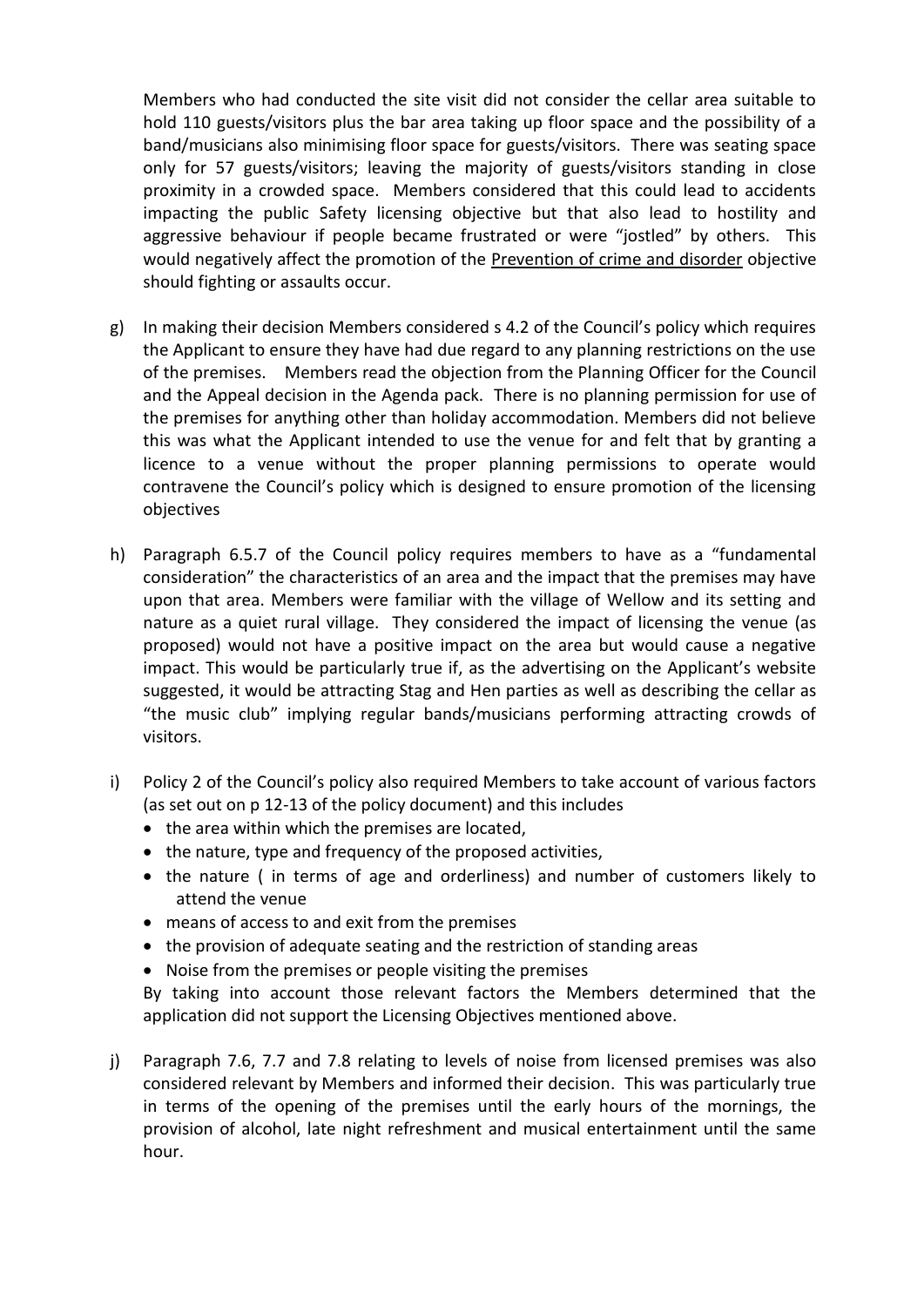Members who had conducted the site visit did not consider the cellar area suitable to hold 110 guests/visitors plus the bar area taking up floor space and the possibility of a band/musicians also minimising floor space for guests/visitors. There was seating space only for 57 guests/visitors; leaving the majority of guests/visitors standing in close proximity in a crowded space. Members considered that this could lead to accidents impacting the public Safety licensing objective but that also lead to hostility and aggressive behaviour if people became frustrated or were "jostled" by others. This would negatively affect the promotion of the Prevention of crime and disorder objective should fighting or assaults occur.

g) In making their decision Members considered s 4.2 of the Council's policy which requires the Applicant to ensure they have had due regard to any planning restrictions on the use of the premises. Members read the objection from the Planning Officer for the Council and the Appeal decision in the Agenda pack. There is no planning permission for use of the premises for anything other than holiday accommodation. Members did not believe this was what the Applicant intended to use the venue for and felt that by granting a licence to a venue without the proper planning permissions to operate would contravene the Council's policy which is designed to ensure promotion of the licensing objectives

h) Paragraph 6.5.7 of the Council policy requires members to have as a "fundamental consideration" the characteristics of an area and the impact that the premises may have upon that area. Members were familiar with the village of Wellow and its setting and nature as a quiet rural village. They considered the impact of licensing the venue (as proposed) would not have a positive impact on the area but would cause a negative impact. This would be particularly true if, as the advertising on the Applicant's website suggested, it would be attracting Stag and Hen parties as well as describing the cellar as "the music club" implying regular bands/musicians performing attracting crowds of visitors.

i) Policy 2 of the Council's policy also required Members to take account of various factors (as set out on p 12-13 of the policy document) and this includes
   - the area within which the premises are located,
   - the nature, type and frequency of the proposed activities,
   - the nature ( in terms of age and orderliness) and number of customers likely to attend the venue
   - means of access to and exit from the premises
   - the provision of adequate seating and the restriction of standing areas
   - Noise from the premises or people visiting the premises

   By taking into account those relevant factors the Members determined that the application did not support the Licensing Objectives mentioned above.

j) Paragraph 7.6, 7.7 and 7.8 relating to levels of noise from licensed premises was also considered relevant by Members and informed their decision. This was particularly true in terms of the opening of the premises until the early hours of the mornings, the provision of alcohol, late night refreshment and musical entertainment until the same hour.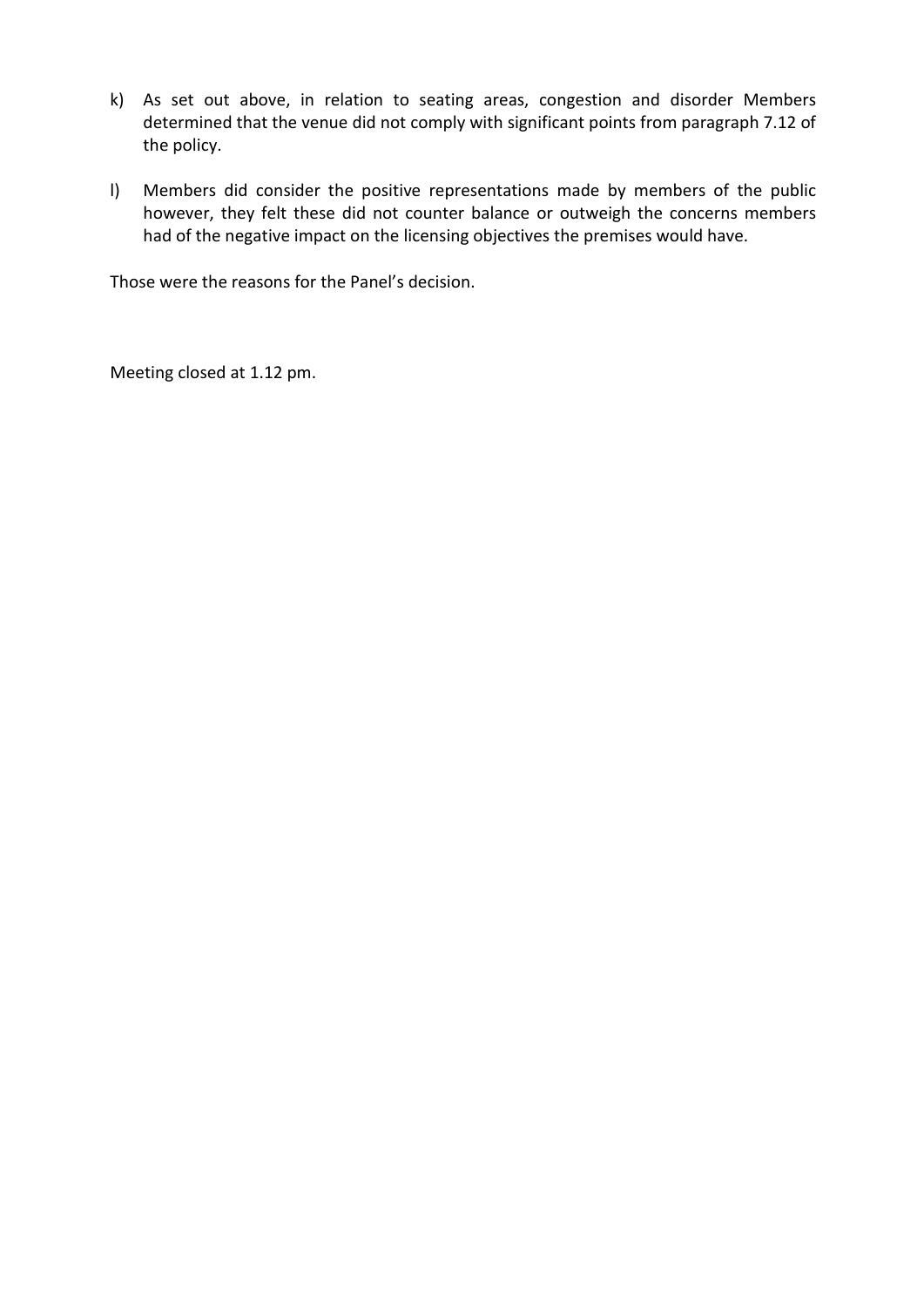k) As set out above, in relation to seating areas, congestion and disorder Members determined that the venue did not comply with significant points from paragraph 7.12 of the policy.

l) Members did consider the positive representations made by members of the public however, they felt these did not counter balance or outweigh the concerns members had of the negative impact on the licensing objectives the premises would have.

Those were the reasons for the Panel's decision.

Meeting closed at 1.12 pm.